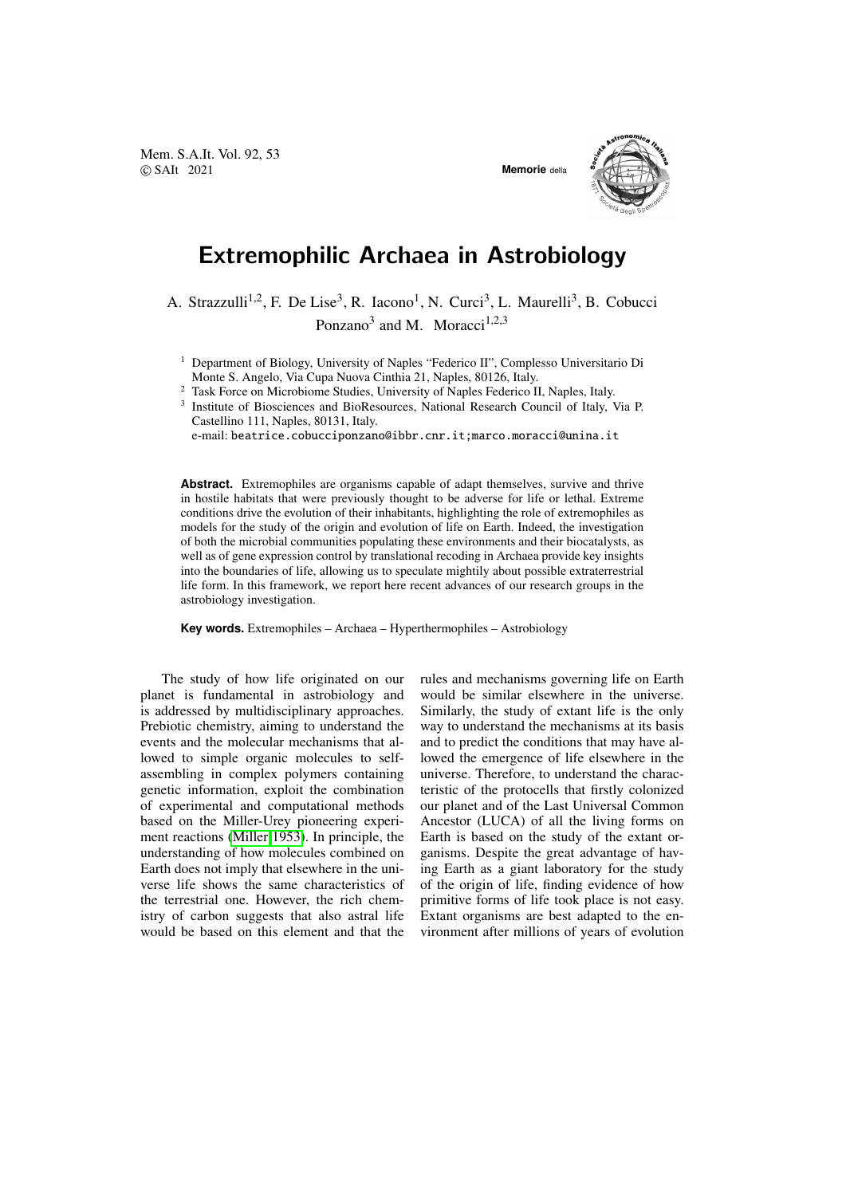# Extremophilic Archaea in Astrobiology

A. Strazzulli[1,2], F. De Lise[3], R. Iacono[1], N. Curci[3], L. Maurelli[3], B. Cobucci Ponzano[3] and M. Moracci[1,2,3]

[1] Department of Biology, University of Naples "Federico II", Complesso Universitario Di Monte S. Angelo, Via Cupa Nuova Cinthia 21, Naples, 80126, Italy.

[2] Task Force on Microbiome Studies, University of Naples Federico II, Naples, Italy.

[3] Institute of Biosciences and BioResources, National Research Council of Italy, Via P. Castellino 111, Naples, 80131, Italy.

e-mail: beatrice.cobucciponzano@ibbr.cnr.it;marco.moracci@unina.it

**Abstract.** Extremophiles are organisms capable of adapt themselves, survive and thrive in hostile habitats that were previously thought to be adverse for life or lethal. Extreme conditions drive the evolution of their inhabitants, highlighting the role of extremophiles as models for the study of the origin and evolution of life on Earth. Indeed, the investigation of both the microbial communities populating these environments and their biocatalysts, as well as of gene expression control by translational recoding in Archaea provide key insights into the boundaries of life, allowing us to speculate mightily about possible extraterrestrial life form. In this framework, we report here recent advances of our research groups in the astrobiology investigation.

**Key words.** Extremophiles – Archaea – Hyperthermophiles – Astrobiology

The study of how life originated on our planet is fundamental in astrobiology and is addressed by multidisciplinary approaches. Prebiotic chemistry, aiming to understand the events and the molecular mechanisms that allowed to simple organic molecules to self-assembling in complex polymers containing genetic information, exploit the combination of experimental and computational methods based on the Miller-Urey pioneering experiment reactions (Miller 1953). In principle, the understanding of how molecules combined on Earth does not imply that elsewhere in the universe life shows the same characteristics of the terrestrial one. However, the rich chemistry of carbon suggests that also astral life would be based on this element and that the rules and mechanisms governing life on Earth would be similar elsewhere in the universe. Similarly, the study of extant life is the only way to understand the mechanisms at its basis and to predict the conditions that may have allowed the emergence of life elsewhere in the universe. Therefore, to understand the characteristic of the protocells that firstly colonized our planet and of the Last Universal Common Ancestor (LUCA) of all the living forms on Earth is based on the study of the extant organisms. Despite the great advantage of having Earth as a giant laboratory for the study of the origin of life, finding evidence of how primitive forms of life took place is not easy. Extant organisms are best adapted to the environment after millions of years of evolution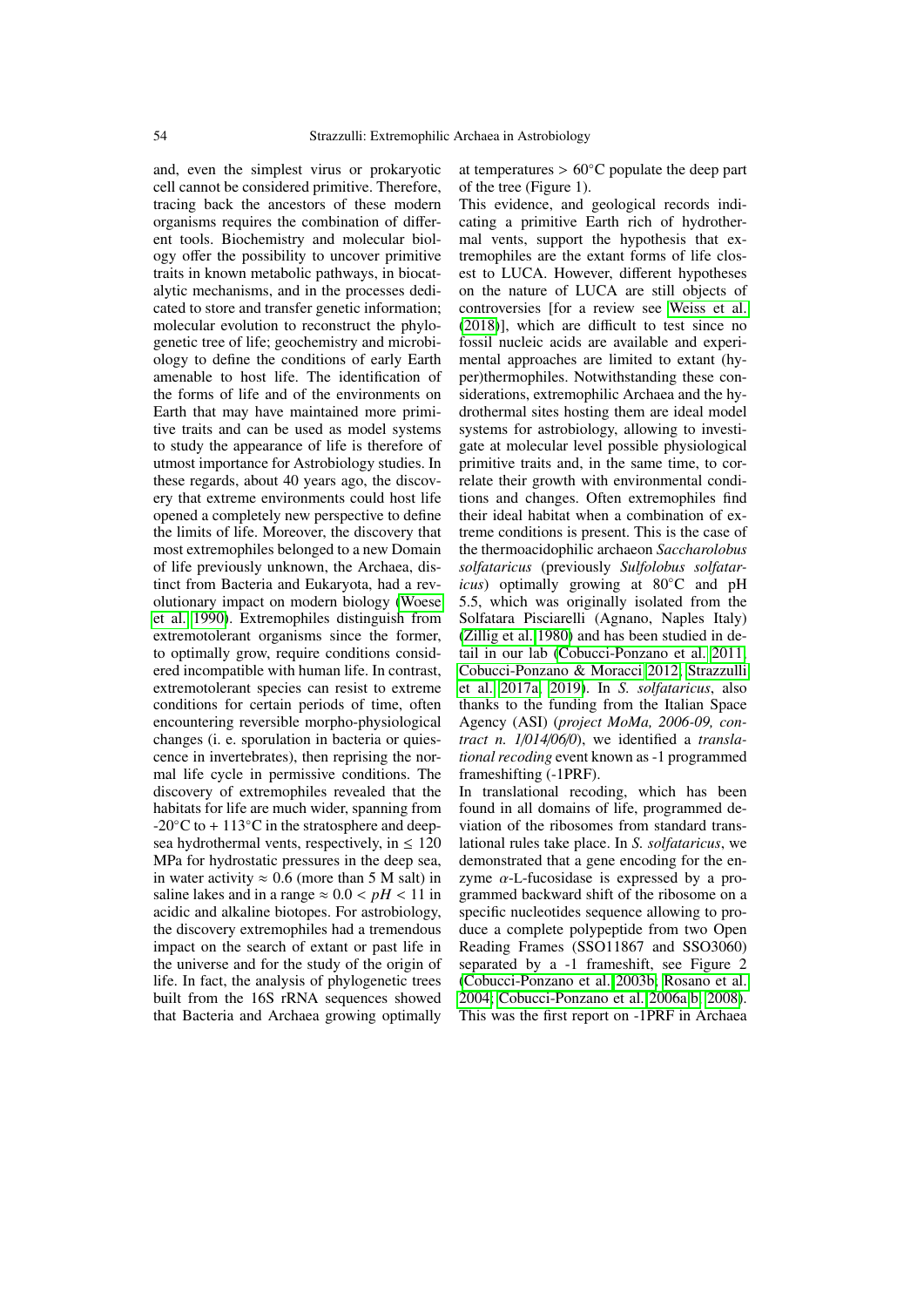and, even the simplest virus or prokaryotic cell cannot be considered primitive. Therefore, tracing back the ancestors of these modern organisms requires the combination of different tools. Biochemistry and molecular biology offer the possibility to uncover primitive traits in known metabolic pathways, in biocatalytic mechanisms, and in the processes dedicated to store and transfer genetic information; molecular evolution to reconstruct the phylogenetic tree of life; geochemistry and microbiology to define the conditions of early Earth amenable to host life. The identification of the forms of life and of the environments on Earth that may have maintained more primitive traits and can be used as model systems to study the appearance of life is therefore of utmost importance for Astrobiology studies. In these regards, about 40 years ago, the discovery that extreme environments could host life opened a completely new perspective to define the limits of life. Moreover, the discovery that most extremophiles belonged to a new Domain of life previously unknown, the Archaea, distinct from Bacteria and Eukaryota, had a revolutionary impact on modern biology (Woese et al. 1990). Extremophiles distinguish from extremotolerant organisms since the former, to optimally grow, require conditions considered incompatible with human life. In contrast, extremotolerant species can resist to extreme conditions for certain periods of time, often encountering reversible morpho-physiological changes (i. e. sporulation in bacteria or quiescence in invertebrates), then reprising the normal life cycle in permissive conditions. The discovery of extremophiles revealed that the habitats for life are much wider, spanning from -20°C to + 113°C in the stratosphere and deep-sea hydrothermal vents, respectively, in $\leq 120$ MPa for hydrostatic pressures in the deep sea, in water activity $\approx 0.6$ (more than 5 M salt) in saline lakes and in a range $\approx 0.0 < pH < 11$ in acidic and alkaline biotopes. For astrobiology, the discovery extremophiles had a tremendous impact on the search of extant or past life in the universe and for the study of the origin of life. In fact, the analysis of phylogenetic trees built from the 16S rRNA sequences showed that Bacteria and Archaea growing optimally at temperatures > 60°C populate the deep part of the tree (Figure 1).

This evidence, and geological records indicating a primitive Earth rich of hydrothermal vents, support the hypothesis that extremophiles are the extant forms of life closest to LUCA. However, different hypotheses on the nature of LUCA are still objects of controversies [for a review see Weiss et al. (2018)], which are difficult to test since no fossil nucleic acids are available and experimental approaches are limited to extant (hyper)thermophiles. Notwithstanding these considerations, extremophilic Archaea and the hydrothermal sites hosting them are ideal model systems for astrobiology, allowing to investigate at molecular level possible physiological primitive traits and, in the same time, to correlate their growth with environmental conditions and changes. Often extremophiles find their ideal habitat when a combination of extreme conditions is present. This is the case of the thermoacidophilic archaeon *Saccharolobus solfataricus* (previously *Sulfolobus solfataricus*) optimally growing at 80°C and pH 5.5, which was originally isolated from the Solfatara Pisciarelli (Agnano, Naples Italy) (Zillig et al. 1980) and has been studied in detail in our lab (Cobucci-Ponzano et al. 2011; Cobucci-Ponzano & Moracci 2012; Strazzulli et al. 2017a, 2019). In *S. solfataricus*, also thanks to the funding from the Italian Space Agency (ASI) (*project MoMa, 2006-09, contract n. 1/014/06/0*), we identified a *translational recoding* event known as -1 programmed frameshifting (-1PRF).

In translational recoding, which has been found in all domains of life, programmed deviation of the ribosomes from standard translational rules take place. In *S. solfataricus*, we demonstrated that a gene encoding for the enzyme $\alpha$-L-fucosidase is expressed by a programmed backward shift of the ribosome on a specific nucleotides sequence allowing to produce a complete polypeptide from two Open Reading Frames (SSO11867 and SSO3060) separated by a -1 frameshift, see Figure 2 (Cobucci-Ponzano et al. 2003b; Rosano et al. 2004; Cobucci-Ponzano et al. 2006a,b, 2008). This was the first report on -1PRF in Archaea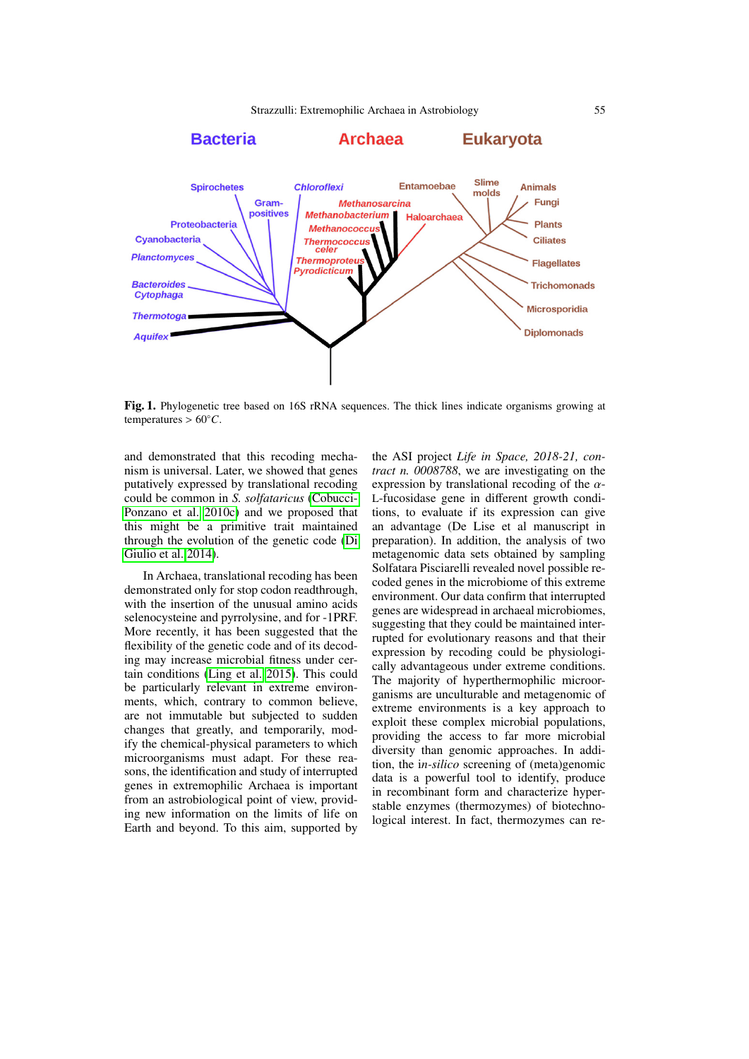**Fig. 1.** Phylogenetic tree based on 16S rRNA sequences. The thick lines indicate organisms growing at temperatures > $60^{\circ}C$.

and demonstrated that this recoding mechanism is universal. Later, we showed that genes putatively expressed by translational recoding could be common in *S. solfataricus* (Cobucci-Ponzano et al. 2010c) and we proposed that this might be a primitive trait maintained through the evolution of the genetic code (Di Giulio et al. 2014).

In Archaea, translational recoding has been demonstrated only for stop codon readthrough, with the insertion of the unusual amino acids selenocysteine and pyrrolysine, and for -1PRF. More recently, it has been suggested that the flexibility of the genetic code and of its decoding may increase microbial fitness under certain conditions (Ling et al. 2015). This could be particularly relevant in extreme environments, which, contrary to common believe, are not immutable but subjected to sudden changes that greatly, and temporarily, modify the chemical-physical parameters to which microorganisms must adapt. For these reasons, the identification and study of interrupted genes in extremophilic Archaea is important from an astrobiological point of view, providing new information on the limits of life on Earth and beyond. To this aim, supported by the ASI project *Life in Space, 2018-21, contract n. 0008788*, we are investigating on the expression by translational recoding of the $\alpha$-L-fucosidase gene in different growth conditions, to evaluate if its expression can give an advantage (De Lise et al manuscript in preparation). In addition, the analysis of two metagenomic data sets obtained by sampling Solfatara Pisciarelli revealed novel possible recoded genes in the microbiome of this extreme environment. Our data confirm that interrupted genes are widespread in archaeal microbiomes, suggesting that they could be maintained interrupted for evolutionary reasons and that their expression by recoding could be physiologically advantageous under extreme conditions. The majority of hyperthermophilic microorganisms are unculturable and metagenomic of extreme environments is a key approach to exploit these complex microbial populations, providing the access to far more microbial diversity than genomic approaches. In addition, the i*n-silico* screening of (meta)genomic data is a powerful tool to identify, produce in recombinant form and characterize hyperstable enzymes (thermozymes) of biotechnological interest. In fact, thermozymes can re-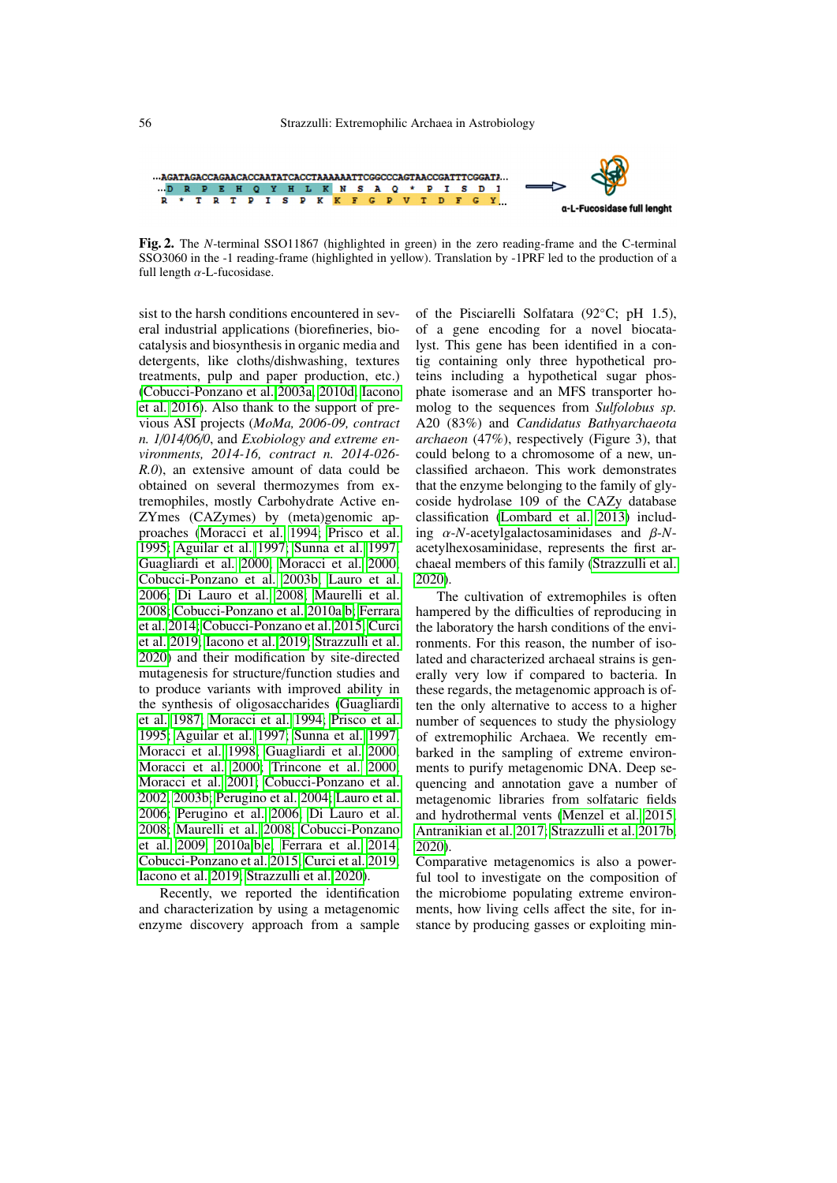...AGATAGACCAGAACACCAATATCACCTAAAAAATTCGGCCCAGTAACCGATTTCGGATA...
...D R P E H Q Y H L K N S A Q * P I S D I
R * T R T P I S P K K F G P V T D F G Y...

α-L-Fucosidase full lenght

**Fig. 2.** The *N*-terminal SSO11867 (highlighted in green) in the zero reading-frame and the C-terminal SSO3060 in the -1 reading-frame (highlighted in yellow). Translation by -1PRF led to the production of a full length $\alpha$-L-fucosidase.

sist to the harsh conditions encountered in several industrial applications (biorefineries, biocatalysis and biosynthesis in organic media and detergents, like cloths/dishwashing, textures treatments, pulp and paper production, etc.) (Cobucci-Ponzano et al. 2003a, 2010d; Iacono et al. 2016). Also thank to the support of previous ASI projects (*MoMa, 2006-09, contract n. 1/014/06/0*, and *Exobiology and extreme environments, 2014-16, contract n. 2014-026-R.0*), an extensive amount of data could be obtained on several thermozymes from extremophiles, mostly Carbohydrate Active enZYmes (CAZymes) by (meta)genomic approaches (Moracci et al. 1994; Prisco et al. 1995; Aguilar et al. 1997; Sunna et al. 1997; Guagliardi et al. 2000; Moracci et al. 2000; Cobucci-Ponzano et al. 2003b; Lauro et al. 2006; Di Lauro et al. 2008; Maurelli et al. 2008; Cobucci-Ponzano et al. 2010a,b; Ferrara et al. 2014; Cobucci-Ponzano et al. 2015; Curci et al. 2019; Iacono et al. 2019; Strazzulli et al. 2020) and their modification by site-directed mutagenesis for structure/function studies and to produce variants with improved ability in the synthesis of oligosaccharides (Guagliardi et al. 1987; Moracci et al. 1994; Prisco et al. 1995; Aguilar et al. 1997; Sunna et al. 1997; Moracci et al. 1998; Guagliardi et al. 2000; Moracci et al. 2000; Trincone et al. 2000; Moracci et al. 2001; Cobucci-Ponzano et al. 2002, 2003b; Perugino et al. 2004; Lauro et al. 2006; Perugino et al. 2006; Di Lauro et al. 2008; Maurelli et al. 2008; Cobucci-Ponzano et al. 2009, 2010a,b,e; Ferrara et al. 2014; Cobucci-Ponzano et al. 2015; Curci et al. 2019; Iacono et al. 2019; Strazzulli et al. 2020).

Recently, we reported the identification and characterization by using a metagenomic enzyme discovery approach from a sample of the Pisciarelli Solfatara (92°C; pH 1.5), of a gene encoding for a novel biocatalyst. This gene has been identified in a contig containing only three hypothetical proteins including a hypothetical sugar phosphate isomerase and an MFS transporter homolog to the sequences from *Sulfolobus sp.* A20 (83%) and *Candidatus Bathyarchaeota archaeon* (47%), respectively (Figure 3), that could belong to a chromosome of a new, unclassified archaeon. This work demonstrates that the enzyme belonging to the family of glycoside hydrolase 109 of the CAZy database classification (Lombard et al. 2013) including $\alpha$-*N*-acetylgalactosaminidases and $\beta$-*N*-acetylhexosaminidase, represents the first archaeal members of this family (Strazzulli et al. 2020).

The cultivation of extremophiles is often hampered by the difficulties of reproducing in the laboratory the harsh conditions of the environments. For this reason, the number of isolated and characterized archaeal strains is generally very low if compared to bacteria. In these regards, the metagenomic approach is often the only alternative to access to a higher number of sequences to study the physiology of extremophilic Archaea. We recently embarked in the sampling of extreme environments to purify metagenomic DNA. Deep sequencing and annotation gave a number of metagenomic libraries from solfataric fields and hydrothermal vents (Menzel et al. 2015; Antranikian et al. 2017; Strazzulli et al. 2017b, 2020).

Comparative metagenomics is also a powerful tool to investigate on the composition of the microbiome populating extreme environments, how living cells affect the site, for instance by producing gasses or exploiting min-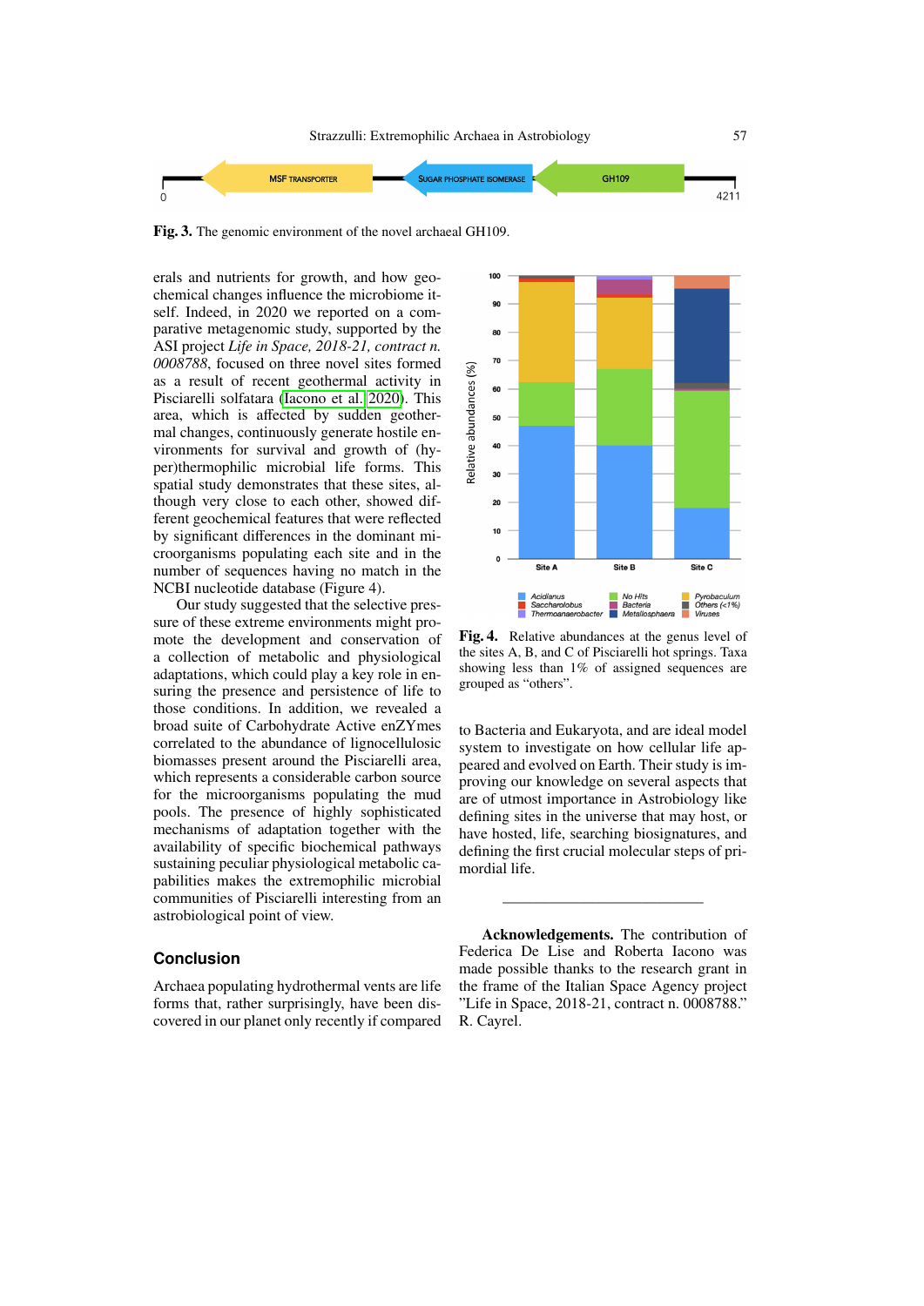Fig. 3. The genomic environment of the novel archaeal GH109.

erals and nutrients for growth, and how geochemical changes influence the microbiome itself. Indeed, in 2020 we reported on a comparative metagenomic study, supported by the ASI project *Life in Space, 2018-21, contract n. 0008788*, focused on three novel sites formed as a result of recent geothermal activity in Pisciarelli solfatara (Iacono et al. 2020). This area, which is affected by sudden geothermal changes, continuously generate hostile environments for survival and growth of (hyper)thermophilic microbial life forms. This spatial study demonstrates that these sites, although very close to each other, showed different geochemical features that were reflected by significant differences in the dominant microorganisms populating each site and in the number of sequences having no match in the NCBI nucleotide database (Figure 4).

Our study suggested that the selective pressure of these extreme environments might promote the development and conservation of a collection of metabolic and physiological adaptations, which could play a key role in ensuring the presence and persistence of life to those conditions. In addition, we revealed a broad suite of Carbohydrate Active enZYmes correlated to the abundance of lignocellulosic biomasses present around the Pisciarelli area, which represents a considerable carbon source for the microorganisms populating the mud pools. The presence of highly sophisticated mechanisms of adaptation together with the availability of specific biochemical pathways sustaining peculiar physiological metabolic capabilities makes the extremophilic microbial communities of Pisciarelli interesting from an astrobiological point of view.

Fig. 4. Relative abundances at the genus level of the sites A, B, and C of Pisciarelli hot springs. Taxa showing less than 1% of assigned sequences are grouped as "others".

## Conclusion

Archaea populating hydrothermal vents are life forms that, rather surprisingly, have been discovered in our planet only recently if compared to Bacteria and Eukaryota, and are ideal model system to investigate on how cellular life appeared and evolved on Earth. Their study is improving our knowledge on several aspects that are of utmost importance in Astrobiology like defining sites in the universe that may host, or have hosted, life, searching biosignatures, and defining the first crucial molecular steps of primordial life.

---

**Acknowledgements.** The contribution of Federica De Lise and Roberta Iacono was made possible thanks to the research grant in the frame of the Italian Space Agency project "Life in Space, 2018-21, contract n. 0008788." R. Cayrel.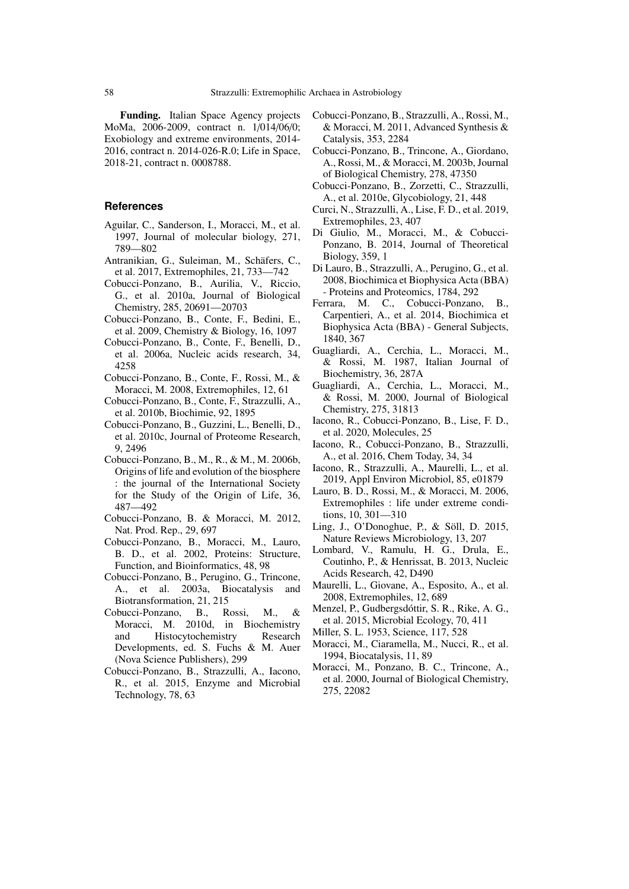**Funding.** Italian Space Agency projects MoMa, 2006-2009, contract n. 1/014/06/0; Exobiology and extreme environments, 2014-2016, contract n. 2014-026-R.0; Life in Space, 2018-21, contract n. 0008788.

## References

Aguilar, C., Sanderson, I., Moracci, M., et al. 1997, Journal of molecular biology, 271, 789—802

Antranikian, G., Suleiman, M., Schäfers, C., et al. 2017, Extremophiles, 21, 733—742

Cobucci-Ponzano, B., Aurilia, V., Riccio, G., et al. 2010a, Journal of Biological Chemistry, 285, 20691—20703

Cobucci-Ponzano, B., Conte, F., Bedini, E., et al. 2009, Chemistry & Biology, 16, 1097

Cobucci-Ponzano, B., Conte, F., Benelli, D., et al. 2006a, Nucleic acids research, 34, 4258

Cobucci-Ponzano, B., Conte, F., Rossi, M., & Moracci, M. 2008, Extremophiles, 12, 61

Cobucci-Ponzano, B., Conte, F., Strazzulli, A., et al. 2010b, Biochimie, 92, 1895

Cobucci-Ponzano, B., Guzzini, L., Benelli, D., et al. 2010c, Journal of Proteome Research, 9, 2496

Cobucci-Ponzano, B., M., R., & M., M. 2006b, Origins of life and evolution of the biosphere : the journal of the International Society for the Study of the Origin of Life, 36, 487—492

Cobucci-Ponzano, B. & Moracci, M. 2012, Nat. Prod. Rep., 29, 697

Cobucci-Ponzano, B., Moracci, M., Lauro, B. D., et al. 2002, Proteins: Structure, Function, and Bioinformatics, 48, 98

Cobucci-Ponzano, B., Perugino, G., Trincone, A., et al. 2003a, Biocatalysis and Biotransformation, 21, 215

Cobucci-Ponzano, B., Rossi, M., & Moracci, M. 2010d, in Biochemistry and Histocytochemistry Research Developments, ed. S. Fuchs & M. Auer (Nova Science Publishers), 299

Cobucci-Ponzano, B., Strazzulli, A., Iacono, R., et al. 2015, Enzyme and Microbial Technology, 78, 63

Cobucci-Ponzano, B., Strazzulli, A., Rossi, M., & Moracci, M. 2011, Advanced Synthesis & Catalysis, 353, 2284

Cobucci-Ponzano, B., Trincone, A., Giordano, A., Rossi, M., & Moracci, M. 2003b, Journal of Biological Chemistry, 278, 47350

Cobucci-Ponzano, B., Zorzetti, C., Strazzulli, A., et al. 2010e, Glycobiology, 21, 448

Curci, N., Strazzulli, A., Lise, F. D., et al. 2019, Extremophiles, 23, 407

Di Giulio, M., Moracci, M., & Cobucci-Ponzano, B. 2014, Journal of Theoretical Biology, 359, 1

Di Lauro, B., Strazzulli, A., Perugino, G., et al. 2008, Biochimica et Biophysica Acta (BBA) - Proteins and Proteomics, 1784, 292

Ferrara, M. C., Cobucci-Ponzano, B., Carpentieri, A., et al. 2014, Biochimica et Biophysica Acta (BBA) - General Subjects, 1840, 367

Guagliardi, A., Cerchia, L., Moracci, M., & Rossi, M. 1987, Italian Journal of Biochemistry, 36, 287A

Guagliardi, A., Cerchia, L., Moracci, M., & Rossi, M. 2000, Journal of Biological Chemistry, 275, 31813

Iacono, R., Cobucci-Ponzano, B., Lise, F. D., et al. 2020, Molecules, 25

Iacono, R., Cobucci-Ponzano, B., Strazzulli, A., et al. 2016, Chem Today, 34, 34

Iacono, R., Strazzulli, A., Maurelli, L., et al. 2019, Appl Environ Microbiol, 85, e01879

Lauro, B. D., Rossi, M., & Moracci, M. 2006, Extremophiles : life under extreme conditions, 10, 301—310

Ling, J., O'Donoghue, P., & Söll, D. 2015, Nature Reviews Microbiology, 13, 207

Lombard, V., Ramulu, H. G., Drula, E., Coutinho, P., & Henrissat, B. 2013, Nucleic Acids Research, 42, D490

Maurelli, L., Giovane, A., Esposito, A., et al. 2008, Extremophiles, 12, 689

Menzel, P., Gudbergsdóttir, S. R., Rike, A. G., et al. 2015, Microbial Ecology, 70, 411

Miller, S. L. 1953, Science, 117, 528

Moracci, M., Ciaramella, M., Nucci, R., et al. 1994, Biocatalysis, 11, 89

Moracci, M., Ponzano, B. C., Trincone, A., et al. 2000, Journal of Biological Chemistry, 275, 22082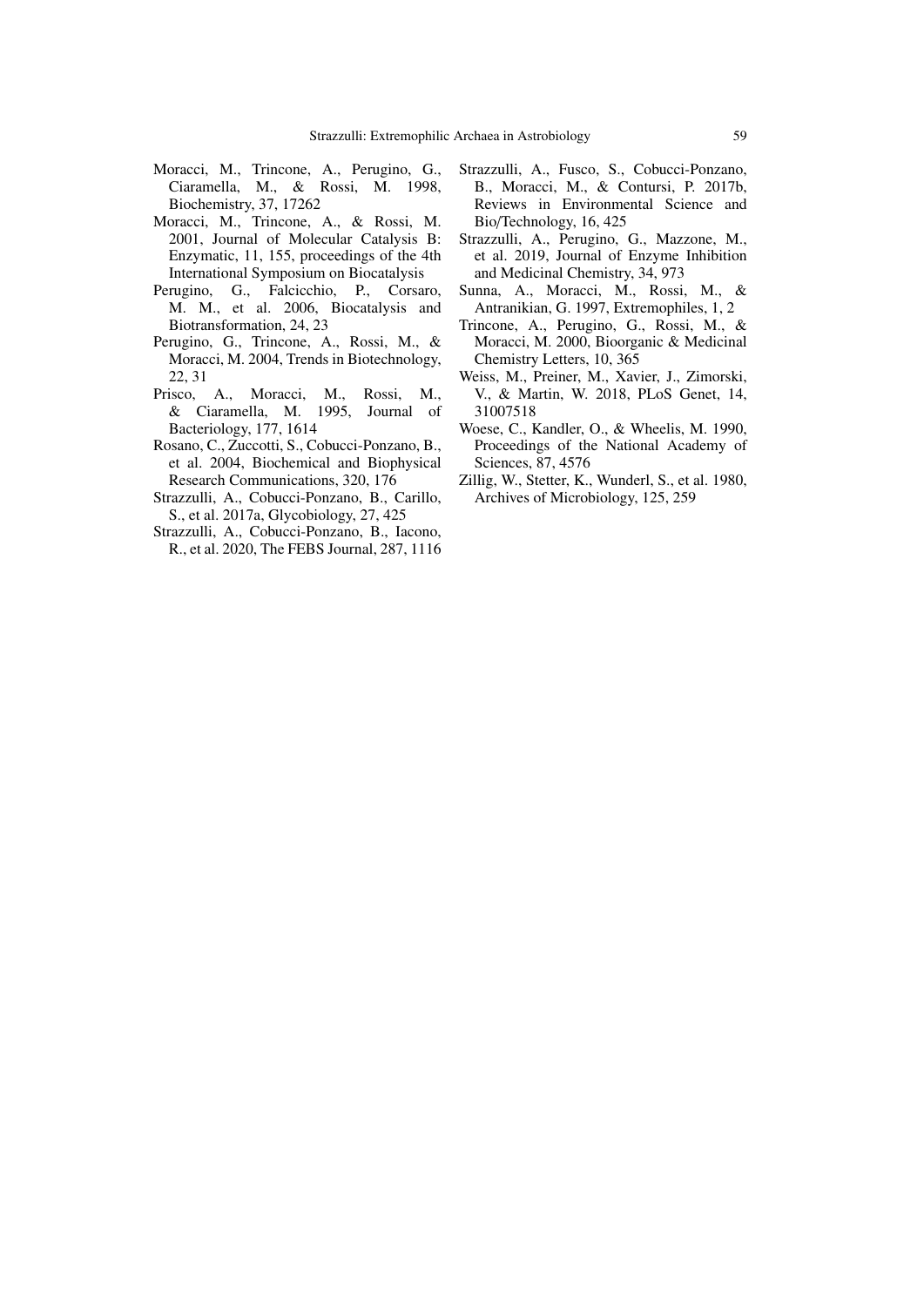Moracci, M., Trincone, A., Perugino, G., Ciaramella, M., & Rossi, M. 1998, Biochemistry, 37, 17262

Moracci, M., Trincone, A., & Rossi, M. 2001, Journal of Molecular Catalysis B: Enzymatic, 11, 155, proceedings of the 4th International Symposium on Biocatalysis

Perugino, G., Falcicchio, P., Corsaro, M. M., et al. 2006, Biocatalysis and Biotransformation, 24, 23

Perugino, G., Trincone, A., Rossi, M., & Moracci, M. 2004, Trends in Biotechnology, 22, 31

Prisco, A., Moracci, M., Rossi, M., & Ciaramella, M. 1995, Journal of Bacteriology, 177, 1614

Rosano, C., Zuccotti, S., Cobucci-Ponzano, B., et al. 2004, Biochemical and Biophysical Research Communications, 320, 176

Strazzulli, A., Cobucci-Ponzano, B., Carillo, S., et al. 2017a, Glycobiology, 27, 425

Strazzulli, A., Cobucci-Ponzano, B., Iacono, R., et al. 2020, The FEBS Journal, 287, 1116

Strazzulli, A., Fusco, S., Cobucci-Ponzano, B., Moracci, M., & Contursi, P. 2017b, Reviews in Environmental Science and Bio/Technology, 16, 425

Strazzulli, A., Perugino, G., Mazzone, M., et al. 2019, Journal of Enzyme Inhibition and Medicinal Chemistry, 34, 973

Sunna, A., Moracci, M., Rossi, M., & Antranikian, G. 1997, Extremophiles, 1, 2

Trincone, A., Perugino, G., Rossi, M., & Moracci, M. 2000, Bioorganic & Medicinal Chemistry Letters, 10, 365

Weiss, M., Preiner, M., Xavier, J., Zimorski, V., & Martin, W. 2018, PLoS Genet, 14, 31007518

Woese, C., Kandler, O., & Wheelis, M. 1990, Proceedings of the National Academy of Sciences, 87, 4576

Zillig, W., Stetter, K., Wunderl, S., et al. 1980, Archives of Microbiology, 125, 259